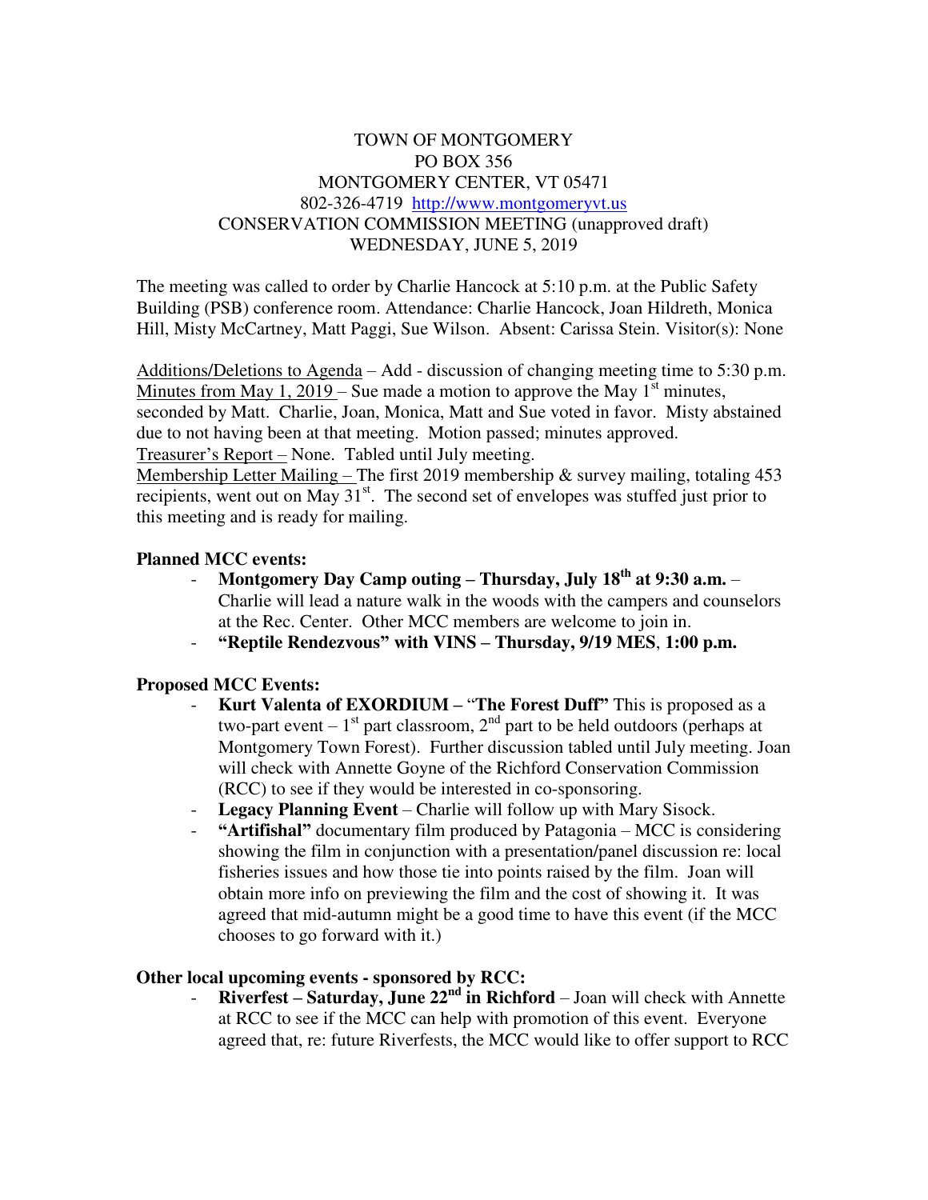TOWN OF MONTGOMERY
PO BOX 356
MONTGOMERY CENTER, VT 05471
802-326-4719 [http://www.montgomeryvt.us](http://www.montgomeryvt.us)
CONSERVATION COMMISSION MEETING (unapproved draft)
WEDNESDAY, JUNE 5, 2019

The meeting was called to order by Charlie Hancock at 5:10 p.m. at the Public Safety Building (PSB) conference room. Attendance: Charlie Hancock, Joan Hildreth, Monica Hill, Misty McCartney, Matt Paggi, Sue Wilson. Absent: Carissa Stein. Visitor(s): None

Additions/Deletions to Agenda – Add - discussion of changing meeting time to 5:30 p.m.
Minutes from May 1, 2019 – Sue made a motion to approve the May 1st minutes, seconded by Matt. Charlie, Joan, Monica, Matt and Sue voted in favor. Misty abstained due to not having been at that meeting. Motion passed; minutes approved.
Treasurer's Report – None. Tabled until July meeting.
Membership Letter Mailing – The first 2019 membership & survey mailing, totaling 453 recipients, went out on May 31st. The second set of envelopes was stuffed just prior to this meeting and is ready for mailing.

**Planned MCC events:**

- **Montgomery Day Camp outing – Thursday, July 18th at 9:30 a.m.** – Charlie will lead a nature walk in the woods with the campers and counselors at the Rec. Center. Other MCC members are welcome to join in.
- **"Reptile Rendezvous" with VINS – Thursday, 9/19 MES, 1:00 p.m.**

**Proposed MCC Events:**

- **Kurt Valenta of EXORDIUM – "The Forest Duff"** This is proposed as a two-part event – 1st part classroom, 2nd part to be held outdoors (perhaps at Montgomery Town Forest). Further discussion tabled until July meeting. Joan will check with Annette Goyne of the Richford Conservation Commission (RCC) to see if they would be interested in co-sponsoring.
- **Legacy Planning Event** – Charlie will follow up with Mary Sisock.
- **"Artifishal"** documentary film produced by Patagonia – MCC is considering showing the film in conjunction with a presentation/panel discussion re: local fisheries issues and how those tie into points raised by the film. Joan will obtain more info on previewing the film and the cost of showing it. It was agreed that mid-autumn might be a good time to have this event (if the MCC chooses to go forward with it.)

**Other local upcoming events - sponsored by RCC:**

- **Riverfest – Saturday, June 22nd in Richford** – Joan will check with Annette at RCC to see if the MCC can help with promotion of this event. Everyone agreed that, re: future Riverfests, the MCC would like to offer support to RCC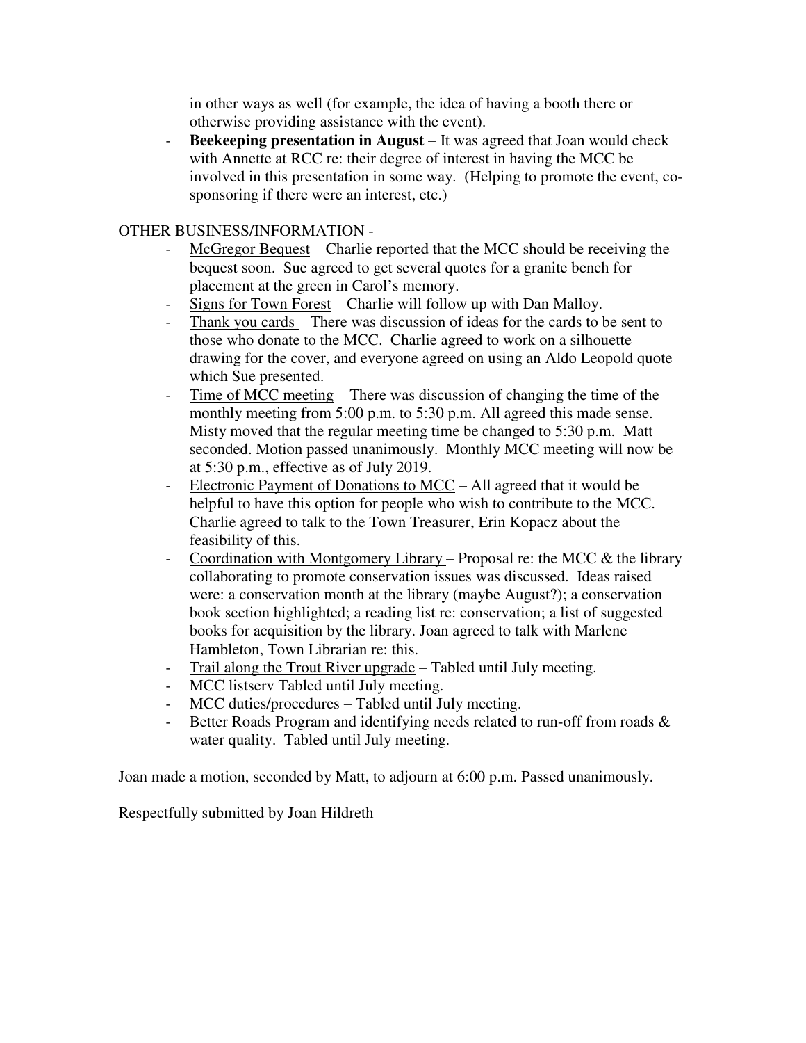in other ways as well (for example, the idea of having a booth there or otherwise providing assistance with the event).

- **Beekeeping presentation in August** – It was agreed that Joan would check with Annette at RCC re: their degree of interest in having the MCC be involved in this presentation in some way. (Helping to promote the event, co-sponsoring if there were an interest, etc.)

OTHER BUSINESS/INFORMATION -

- McGregor Bequest – Charlie reported that the MCC should be receiving the bequest soon. Sue agreed to get several quotes for a granite bench for placement at the green in Carol's memory.
- Signs for Town Forest – Charlie will follow up with Dan Malloy.
- Thank you cards – There was discussion of ideas for the cards to be sent to those who donate to the MCC. Charlie agreed to work on a silhouette drawing for the cover, and everyone agreed on using an Aldo Leopold quote which Sue presented.
- Time of MCC meeting – There was discussion of changing the time of the monthly meeting from 5:00 p.m. to 5:30 p.m. All agreed this made sense. Misty moved that the regular meeting time be changed to 5:30 p.m. Matt seconded. Motion passed unanimously. Monthly MCC meeting will now be at 5:30 p.m., effective as of July 2019.
- Electronic Payment of Donations to MCC – All agreed that it would be helpful to have this option for people who wish to contribute to the MCC. Charlie agreed to talk to the Town Treasurer, Erin Kopacz about the feasibility of this.
- Coordination with Montgomery Library – Proposal re: the MCC & the library collaborating to promote conservation issues was discussed. Ideas raised were: a conservation month at the library (maybe August?); a conservation book section highlighted; a reading list re: conservation; a list of suggested books for acquisition by the library. Joan agreed to talk with Marlene Hambleton, Town Librarian re: this.
- Trail along the Trout River upgrade – Tabled until July meeting.
- MCC listserv Tabled until July meeting.
- MCC duties/procedures – Tabled until July meeting.
- Better Roads Program and identifying needs related to run-off from roads & water quality. Tabled until July meeting.

Joan made a motion, seconded by Matt, to adjourn at 6:00 p.m. Passed unanimously.

Respectfully submitted by Joan Hildreth